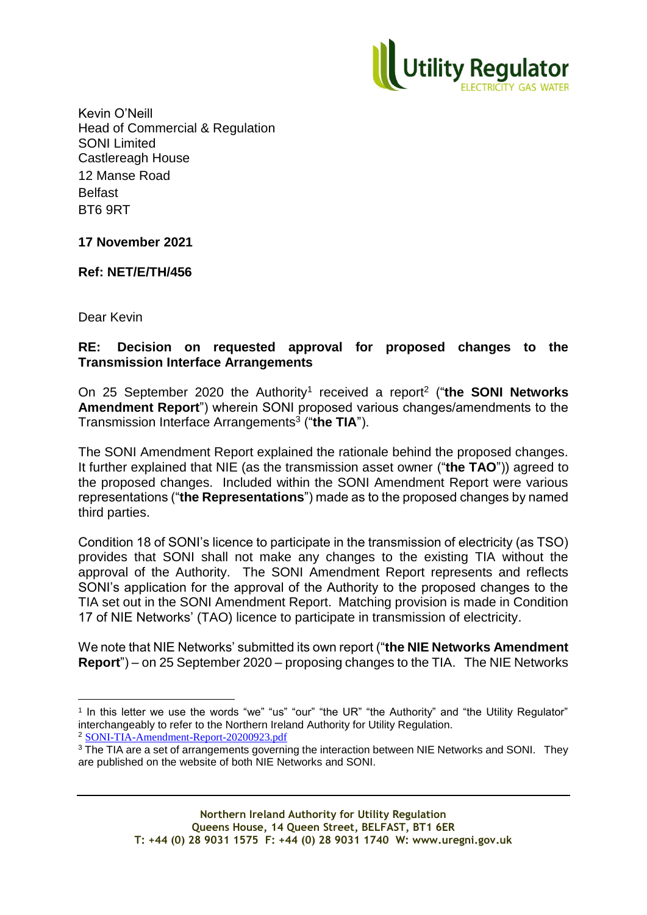Kevin O'Neill
Head of Commercial & Regulation
SONI Limited
Castlereagh House
12 Manse Road
Belfast
BT6 9RT

**17 November 2021**

**Ref: NET/E/TH/456**

Dear Kevin

**RE: Decision on requested approval for proposed changes to the Transmission Interface Arrangements**

On 25 September 2020 the Authority[1] received a report[2] ("**the SONI Networks Amendment Report**") wherein SONI proposed various changes/amendments to the Transmission Interface Arrangements[3] ("**the TIA**").

The SONI Amendment Report explained the rationale behind the proposed changes. It further explained that NIE (as the transmission asset owner ("**the TAO**")) agreed to the proposed changes. Included within the SONI Amendment Report were various representations ("**the Representations**") made as to the proposed changes by named third parties.

Condition 18 of SONI's licence to participate in the transmission of electricity (as TSO) provides that SONI shall not make any changes to the existing TIA without the approval of the Authority. The SONI Amendment Report represents and reflects SONI's application for the approval of the Authority to the proposed changes to the TIA set out in the SONI Amendment Report. Matching provision is made in Condition 17 of NIE Networks' (TAO) licence to participate in transmission of electricity.

We note that NIE Networks' submitted its own report ("**the NIE Networks Amendment Report**") – on 25 September 2020 – proposing changes to the TIA. The NIE Networks

---

[1] In this letter we use the words "we" "us" "our" "the UR" "the Authority" and "the Utility Regulator" interchangeably to refer to the Northern Ireland Authority for Utility Regulation.

[2] SONI-TIA-Amendment-Report-20200923.pdf

[3] The TIA are a set of arrangements governing the interaction between NIE Networks and SONI. They are published on the website of both NIE Networks and SONI.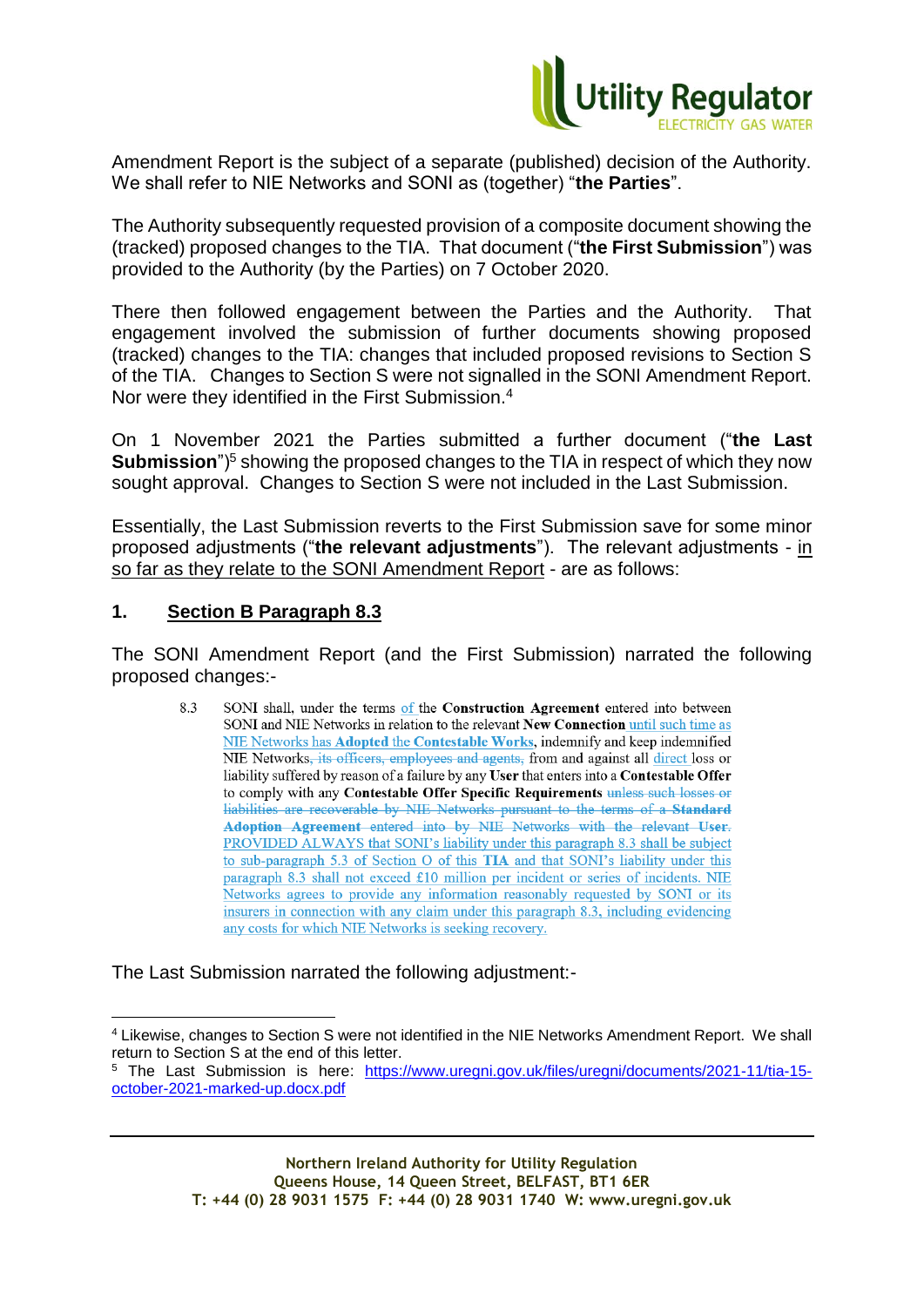Amendment Report is the subject of a separate (published) decision of the Authority. We shall refer to NIE Networks and SONI as (together) "**the Parties**".

The Authority subsequently requested provision of a composite document showing the (tracked) proposed changes to the TIA. That document ("**the First Submission**") was provided to the Authority (by the Parties) on 7 October 2020.

There then followed engagement between the Parties and the Authority. That engagement involved the submission of further documents showing proposed (tracked) changes to the TIA: changes that included proposed revisions to Section S of the TIA. Changes to Section S were not signalled in the SONI Amendment Report. Nor were they identified in the First Submission.[4]

On 1 November 2021 the Parties submitted a further document ("**the Last Submission**")[5] showing the proposed changes to the TIA in respect of which they now sought approval. Changes to Section S were not included in the Last Submission.

Essentially, the Last Submission reverts to the First Submission save for some minor proposed adjustments ("**the relevant adjustments**"). The relevant adjustments - in so far as they relate to the SONI Amendment Report - are as follows:

## 1. Section B Paragraph 8.3

The SONI Amendment Report (and the First Submission) narrated the following proposed changes:-

> 8.3 SONI shall, under the terms of the **Construction Agreement** entered into between SONI and NIE Networks in relation to the relevant **New Connection** until such time as NIE Networks has **Adopted** the **Contestable Works**, indemnify and keep indemnified NIE Networks~~, its officers, employees and agents,~~ from and against all direct loss or liability suffered by reason of a failure by any **User** that enters into a **Contestable Offer** to comply with any **Contestable Offer Specific Requirements** ~~unless such losses or liabilities are recoverable by NIE Networks pursuant to the terms of a **Standard Adoption Agreement** entered into by NIE Networks with the relevant **User**.~~ PROVIDED ALWAYS that SONI's liability under this paragraph 8.3 shall be subject to sub-paragraph 5.3 of Section O of this **TIA** and that SONI's liability under this paragraph 8.3 shall not exceed £10 million per incident or series of incidents. NIE Networks agrees to provide any information reasonably requested by SONI or its insurers in connection with any claim under this paragraph 8.3, including evidencing any costs for which NIE Networks is seeking recovery.

The Last Submission narrated the following adjustment:-

---

[4] Likewise, changes to Section S were not identified in the NIE Networks Amendment Report. We shall return to Section S at the end of this letter.

[5] The Last Submission is here: https://www.uregni.gov.uk/files/uregni/documents/2021-11/tia-15-october-2021-marked-up.docx.pdf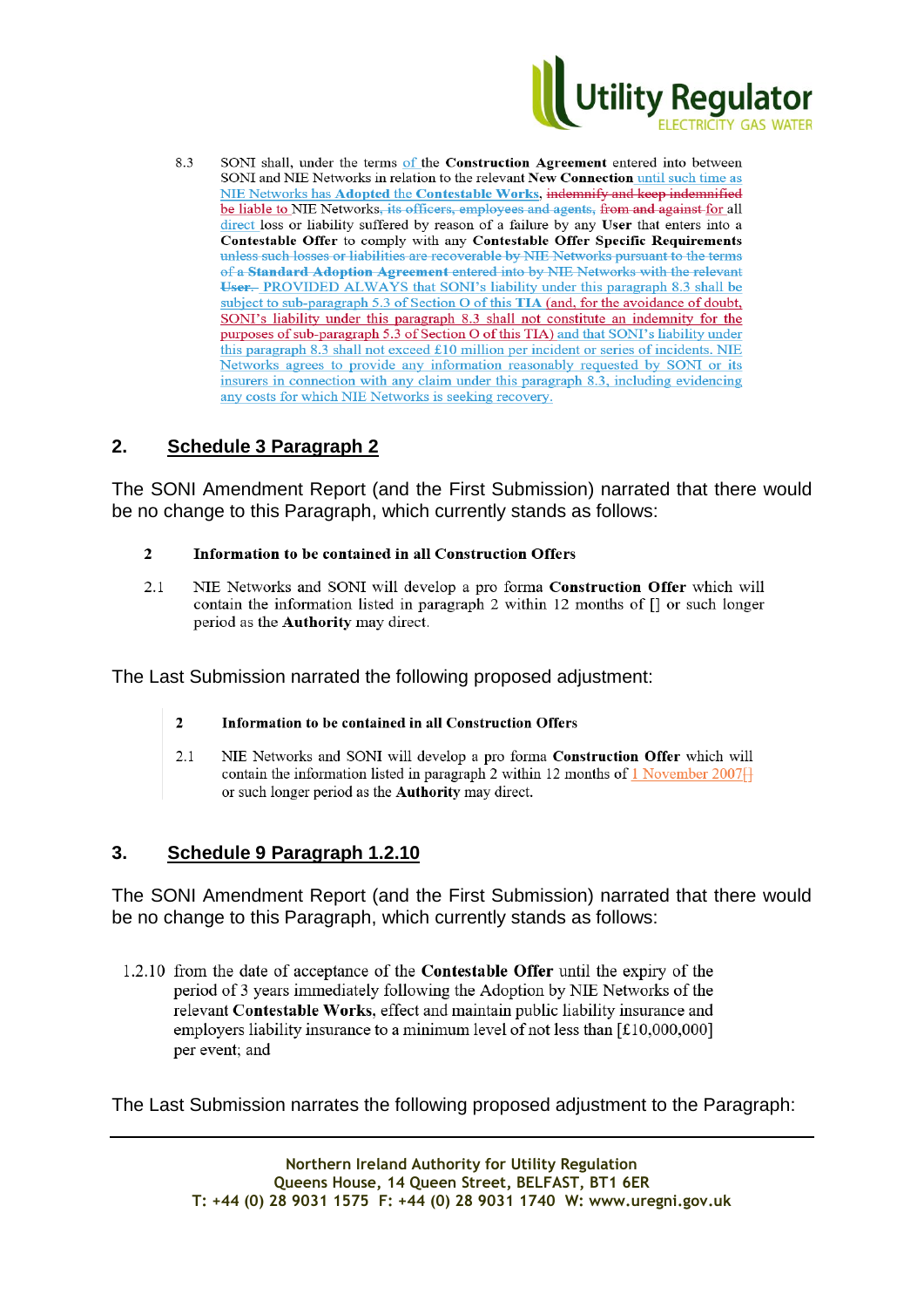8.3 SONI shall, under the terms of the **Construction Agreement** entered into between SONI and NIE Networks in relation to the relevant **New Connection** until such time as NIE Networks has **Adopted** the **Contestable Works**, ~~indemnify and keep indemnified~~ be liable to NIE Networks~~, its officers, employees and agents,~~ ~~from and against~~ for all direct loss or liability suffered by reason of a failure by any **User** that enters into a **Contestable Offer** to comply with any **Contestable Offer Specific Requirements** ~~unless such losses or liabilities are recoverable by NIE Networks pursuant to the terms of a **Standard Adoption Agreement** entered into by NIE Networks with the relevant **User**.~~ PROVIDED ALWAYS that SONI's liability under this paragraph 8.3 shall be subject to sub-paragraph 5.3 of Section O of this **TIA** (and, for the avoidance of doubt, SONI's liability under this paragraph 8.3 shall not constitute an indemnity for the purposes of sub-paragraph 5.3 of Section O of this TIA) and that SONI's liability under this paragraph 8.3 shall not exceed £10 million per incident or series of incidents. NIE Networks agrees to provide any information reasonably requested by SONI or its insurers in connection with any claim under this paragraph 8.3, including evidencing any costs for which NIE Networks is seeking recovery.

## 2. Schedule 3 Paragraph 2

The SONI Amendment Report (and the First Submission) narrated that there would be no change to this Paragraph, which currently stands as follows:

> **2 Information to be contained in all Construction Offers**
>
> 2.1 NIE Networks and SONI will develop a pro forma **Construction Offer** which will contain the information listed in paragraph 2 within 12 months of [] or such longer period as the **Authority** may direct.

The Last Submission narrated the following proposed adjustment:

> **2 Information to be contained in all Construction Offers**
>
> 2.1 NIE Networks and SONI will develop a pro forma **Construction Offer** which will contain the information listed in paragraph 2 within 12 months of 1 November 2007~~[]~~ or such longer period as the **Authority** may direct.

## 3. Schedule 9 Paragraph 1.2.10

The SONI Amendment Report (and the First Submission) narrated that there would be no change to this Paragraph, which currently stands as follows:

> 1.2.10 from the date of acceptance of the **Contestable Offer** until the expiry of the period of 3 years immediately following the Adoption by NIE Networks of the relevant **Contestable Works**, effect and maintain public liability insurance and employers liability insurance to a minimum level of not less than [£10,000,000] per event; and

The Last Submission narrates the following proposed adjustment to the Paragraph: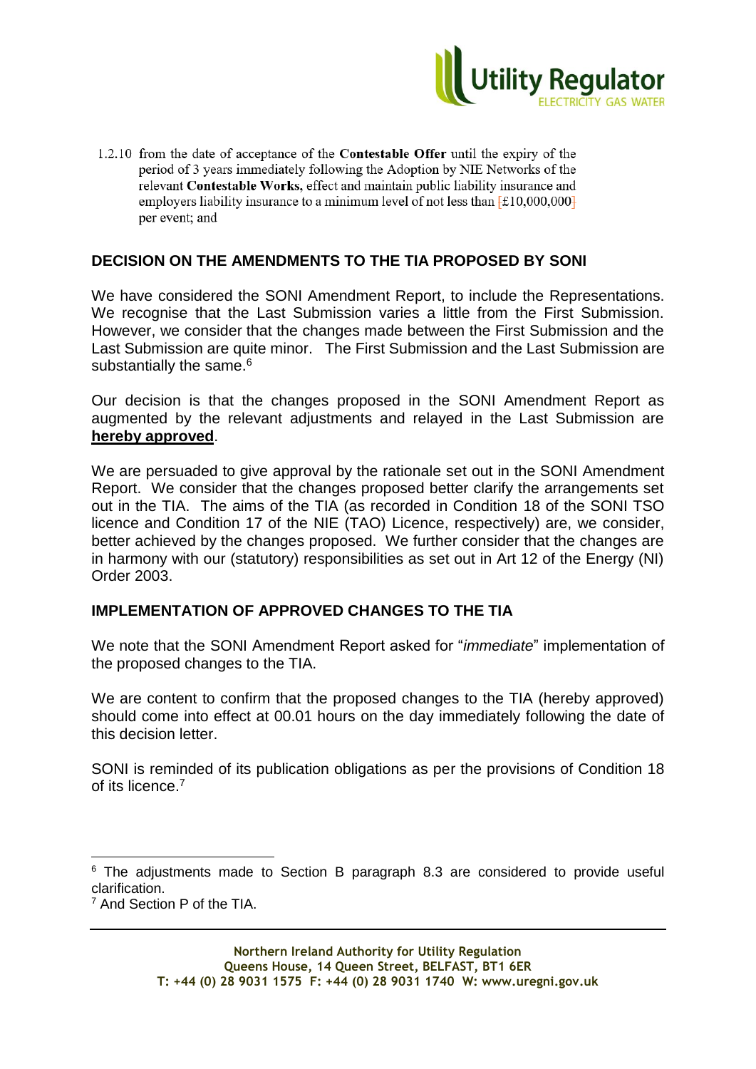1.2.10 from the date of acceptance of the **Contestable Offer** until the expiry of the period of 3 years immediately following the Adoption by NIE Networks of the relevant **Contestable Works,** effect and maintain public liability insurance and employers liability insurance to a minimum level of not less than [£10,000,000] per event; and

## DECISION ON THE AMENDMENTS TO THE TIA PROPOSED BY SONI

We have considered the SONI Amendment Report, to include the Representations. We recognise that the Last Submission varies a little from the First Submission. However, we consider that the changes made between the First Submission and the Last Submission are quite minor. The First Submission and the Last Submission are substantially the same.[6]

Our decision is that the changes proposed in the SONI Amendment Report as augmented by the relevant adjustments and relayed in the Last Submission are **hereby approved**.

We are persuaded to give approval by the rationale set out in the SONI Amendment Report. We consider that the changes proposed better clarify the arrangements set out in the TIA. The aims of the TIA (as recorded in Condition 18 of the SONI TSO licence and Condition 17 of the NIE (TAO) Licence, respectively) are, we consider, better achieved by the changes proposed. We further consider that the changes are in harmony with our (statutory) responsibilities as set out in Art 12 of the Energy (NI) Order 2003.

## IMPLEMENTATION OF APPROVED CHANGES TO THE TIA

We note that the SONI Amendment Report asked for "*immediate*" implementation of the proposed changes to the TIA.

We are content to confirm that the proposed changes to the TIA (hereby approved) should come into effect at 00.01 hours on the day immediately following the date of this decision letter.

SONI is reminded of its publication obligations as per the provisions of Condition 18 of its licence.[7]

---

[6] The adjustments made to Section B paragraph 8.3 are considered to provide useful clarification.

[7] And Section P of the TIA.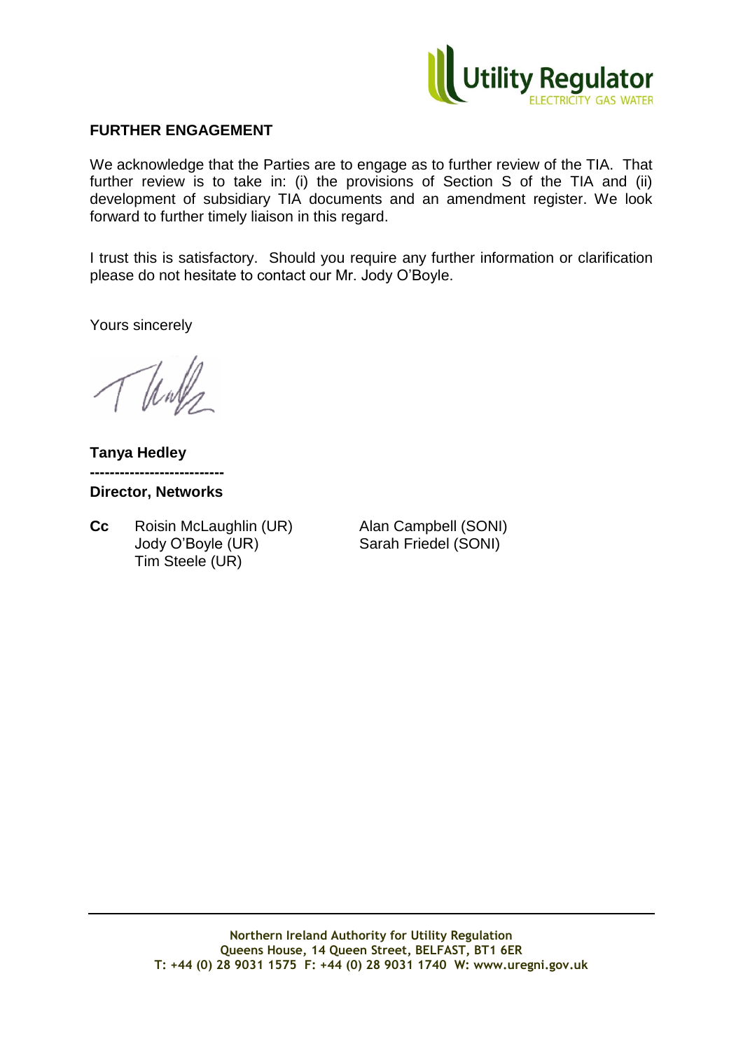## FURTHER ENGAGEMENT

We acknowledge that the Parties are to engage as to further review of the TIA. That further review is to take in: (i) the provisions of Section S of the TIA and (ii) development of subsidiary TIA documents and an amendment register. We look forward to further timely liaison in this regard.

I trust this is satisfactory. Should you require any further information or clarification please do not hesitate to contact our Mr. Jody O'Boyle.

Yours sincerely

**Tanya Hedley**
**---------------------------**
**Director, Networks**

**Cc** Roisin McLaughlin (UR)
Jody O'Boyle (UR)
Tim Steele (UR)
Alan Campbell (SONI)
Sarah Friedel (SONI)